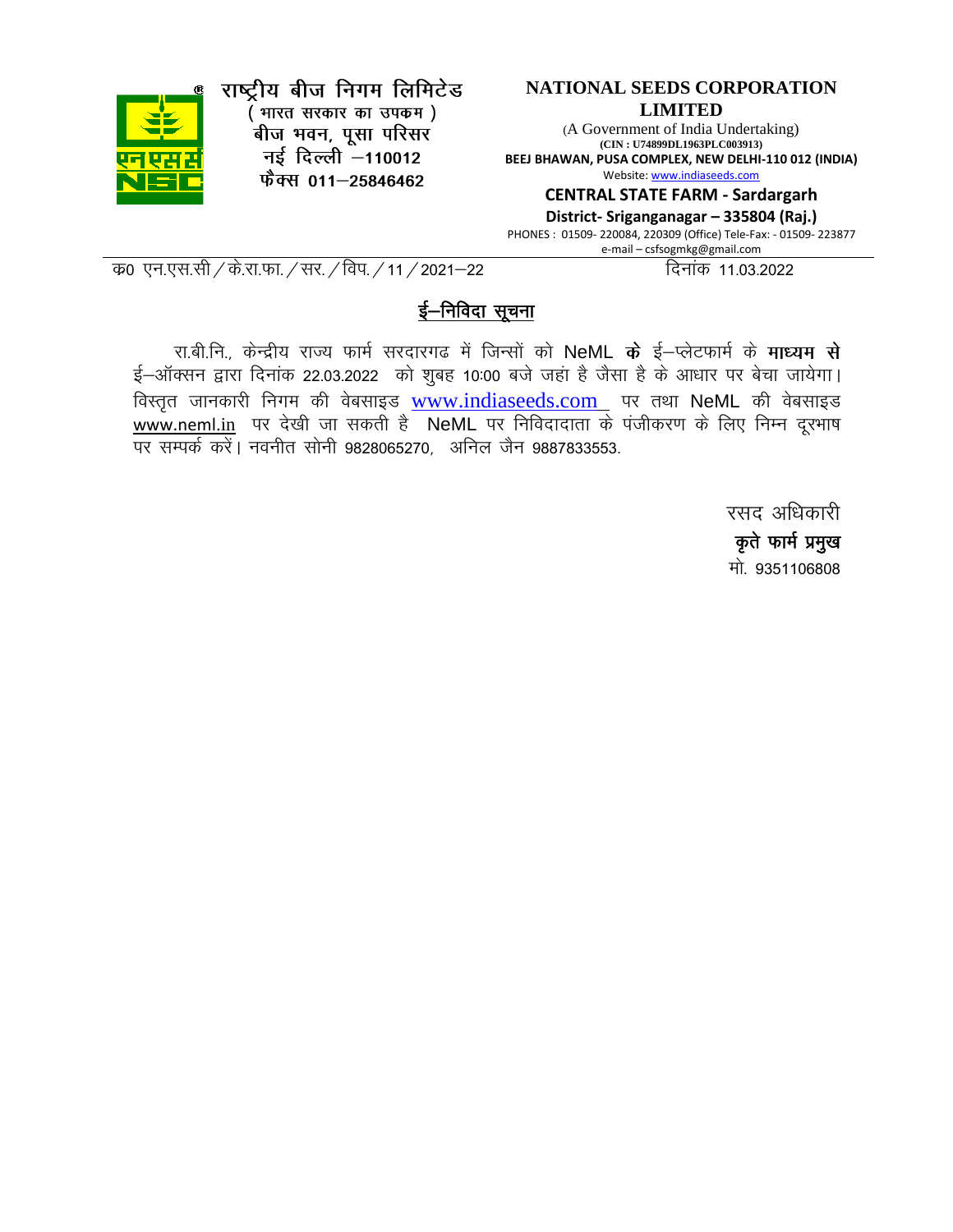**राष्ट्रीय बीज निगम लिमिटेड**
(भारत सरकार का उपकम)
बीज भवन, पूसा परिसर
नई दिल्ली –110012
फैक्स 011–25846462

**NATIONAL SEEDS CORPORATION LIMITED**
(A Government of India Undertaking)
**(CIN : U74899DL1963PLC003913)**
**BEEJ BHAWAN, PUSA COMPLEX, NEW DELHI-110 012 (INDIA)**
Website: www.indiaseeds.com

**CENTRAL STATE FARM - Sardargarh**
**District- Sriganganagar – 335804 (Raj.)**
PHONES : 01509- 220084, 220309 (Office) Tele-Fax: - 01509- 223877
e-mail – csfsogmkg@gmail.com

क0 एन.एस.सी / के.रा.फा. / सर. / विप. / 11 / 2021–22 दिनांक 11.03.2022

## ई–निविदा सूचना

रा.बी.नि., केन्द्रीय राज्य फार्म सरदारगढ में जिन्सों को NeML **के** ई–प्लेटफार्म के **माध्यम से** ई–ऑक्सन द्वारा दिनांक 22.03.2022 को शुबह 10:00 बजे जहां है जैसा है के आधार पर बेचा जायेगा। विस्तृत जानकारी निगम की वेबसाइड www.indiaseeds.com पर तथा NeML की वेबसाइड www.neml.in पर देखी जा सकती है NeML पर निविदादाता के पंजीकरण के लिए निम्न दूरभाष पर सम्पर्क करें। नवनीत सोनी 9828065270, अनिल जैन 9887833553.

रसद अधिकारी
**कृते फार्म प्रमुख**
मो. 9351106808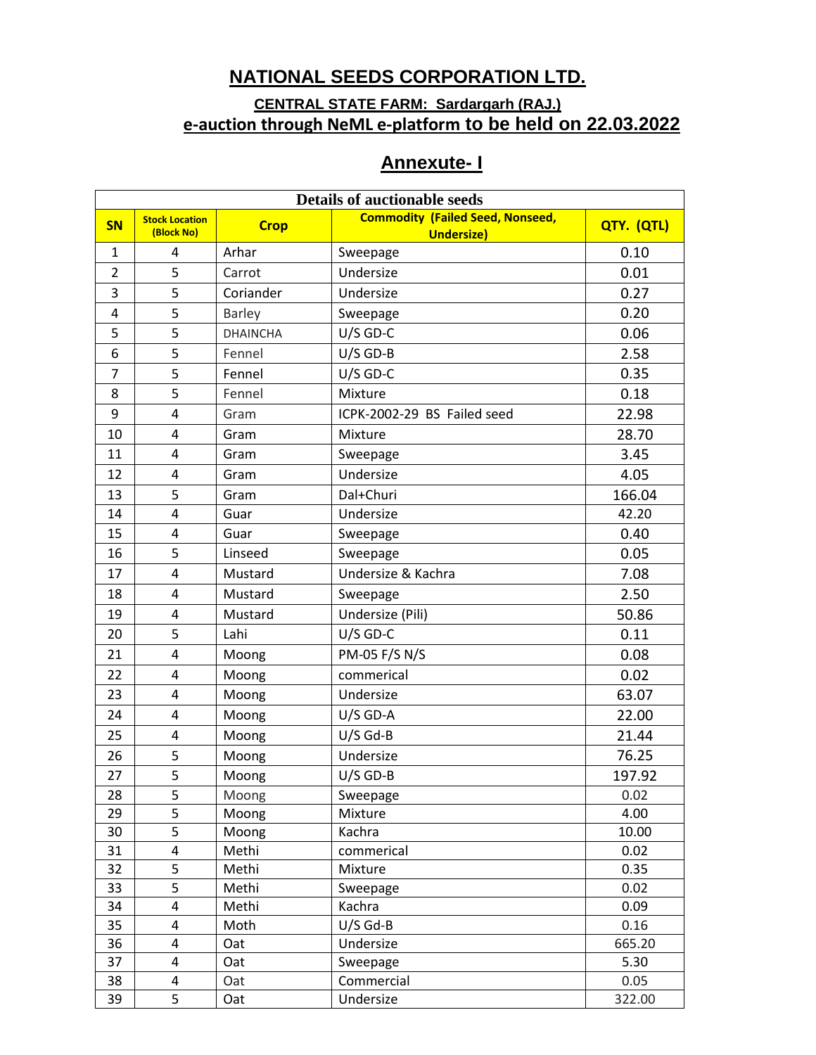# NATIONAL SEEDS CORPORATION LTD.

## CENTRAL STATE FARM: Sardargarh (RAJ.)

## e-auction through NeML e-platform to be held on 22.03.2022

## Annexute- I

| Details of auctionable seeds | | | | |
|---|---|---|---|---|
| **SN** | **Stock Location (Block No)** | **Crop** | **Commodity (Failed Seed, Nonseed, Undersize)** | **QTY. (QTL)** |
| 1 | 4 | Arhar | Sweepage | 0.10 |
| 2 | 5 | Carrot | Undersize | 0.01 |
| 3 | 5 | Coriander | Undersize | 0.27 |
| 4 | 5 | Barley | Sweepage | 0.20 |
| 5 | 5 | DHAINCHA | U/S GD-C | 0.06 |
| 6 | 5 | Fennel | U/S GD-B | 2.58 |
| 7 | 5 | Fennel | U/S GD-C | 0.35 |
| 8 | 5 | Fennel | Mixture | 0.18 |
| 9 | 4 | Gram | ICPK-2002-29 BS Failed seed | 22.98 |
| 10 | 4 | Gram | Mixture | 28.70 |
| 11 | 4 | Gram | Sweepage | 3.45 |
| 12 | 4 | Gram | Undersize | 4.05 |
| 13 | 5 | Gram | Dal+Churi | 166.04 |
| 14 | 4 | Guar | Undersize | 42.20 |
| 15 | 4 | Guar | Sweepage | 0.40 |
| 16 | 5 | Linseed | Sweepage | 0.05 |
| 17 | 4 | Mustard | Undersize & Kachra | 7.08 |
| 18 | 4 | Mustard | Sweepage | 2.50 |
| 19 | 4 | Mustard | Undersize (Pili) | 50.86 |
| 20 | 5 | Lahi | U/S GD-C | 0.11 |
| 21 | 4 | Moong | PM-05 F/S N/S | 0.08 |
| 22 | 4 | Moong | commerical | 0.02 |
| 23 | 4 | Moong | Undersize | 63.07 |
| 24 | 4 | Moong | U/S GD-A | 22.00 |
| 25 | 4 | Moong | U/S Gd-B | 21.44 |
| 26 | 5 | Moong | Undersize | 76.25 |
| 27 | 5 | Moong | U/S GD-B | 197.92 |
| 28 | 5 | Moong | Sweepage | 0.02 |
| 29 | 5 | Moong | Mixture | 4.00 |
| 30 | 5 | Moong | Kachra | 10.00 |
| 31 | 4 | Methi | commerical | 0.02 |
| 32 | 5 | Methi | Mixture | 0.35 |
| 33 | 5 | Methi | Sweepage | 0.02 |
| 34 | 4 | Methi | Kachra | 0.09 |
| 35 | 4 | Moth | U/S Gd-B | 0.16 |
| 36 | 4 | Oat | Undersize | 665.20 |
| 37 | 4 | Oat | Sweepage | 5.30 |
| 38 | 4 | Oat | Commercial | 0.05 |
| 39 | 5 | Oat | Undersize | 322.00 |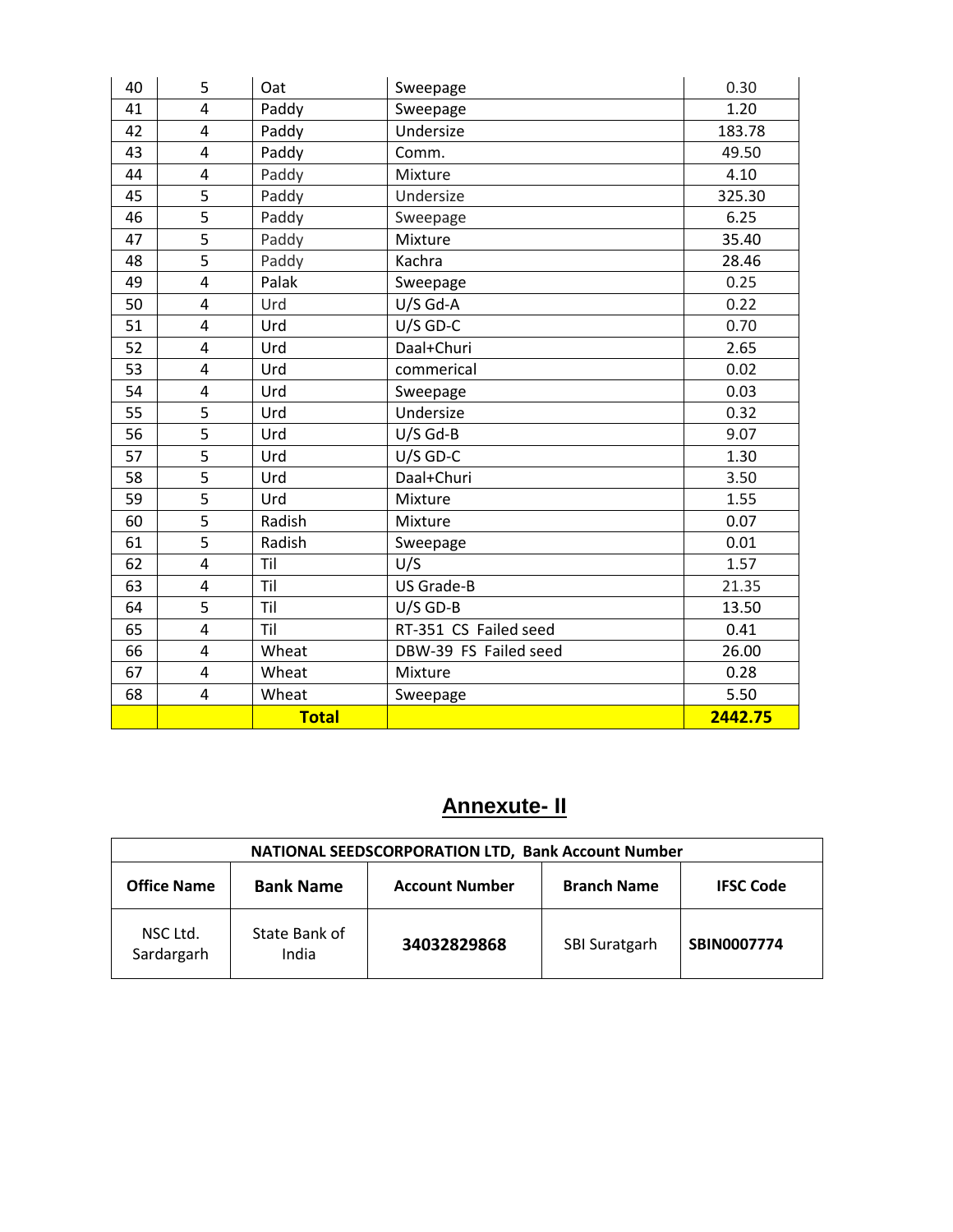| | | | | |
|---|---|---|---|---|
| 40 | 5 | Oat | Sweepage | 0.30 |
| 41 | 4 | Paddy | Sweepage | 1.20 |
| 42 | 4 | Paddy | Undersize | 183.78 |
| 43 | 4 | Paddy | Comm. | 49.50 |
| 44 | 4 | Paddy | Mixture | 4.10 |
| 45 | 5 | Paddy | Undersize | 325.30 |
| 46 | 5 | Paddy | Sweepage | 6.25 |
| 47 | 5 | Paddy | Mixture | 35.40 |
| 48 | 5 | Paddy | Kachra | 28.46 |
| 49 | 4 | Palak | Sweepage | 0.25 |
| 50 | 4 | Urd | U/S Gd-A | 0.22 |
| 51 | 4 | Urd | U/S GD-C | 0.70 |
| 52 | 4 | Urd | Daal+Churi | 2.65 |
| 53 | 4 | Urd | commerical | 0.02 |
| 54 | 4 | Urd | Sweepage | 0.03 |
| 55 | 5 | Urd | Undersize | 0.32 |
| 56 | 5 | Urd | U/S Gd-B | 9.07 |
| 57 | 5 | Urd | U/S GD-C | 1.30 |
| 58 | 5 | Urd | Daal+Churi | 3.50 |
| 59 | 5 | Urd | Mixture | 1.55 |
| 60 | 5 | Radish | Mixture | 0.07 |
| 61 | 5 | Radish | Sweepage | 0.01 |
| 62 | 4 | Til | U/S | 1.57 |
| 63 | 4 | Til | US Grade-B | 21.35 |
| 64 | 5 | Til | U/S GD-B | 13.50 |
| 65 | 4 | Til | RT-351 CS Failed seed | 0.41 |
| 66 | 4 | Wheat | DBW-39 FS Failed seed | 26.00 |
| 67 | 4 | Wheat | Mixture | 0.28 |
| 68 | 4 | Wheat | Sweepage | 5.50 |
| | | **Total** | | **2442.75** |

## Annexute- II

| NATIONAL SEEDSCORPORATION LTD, Bank Account Number | | | | |
|---|---|---|---|---|
| **Office Name** | **Bank Name** | **Account Number** | **Branch Name** | **IFSC Code** |
| NSC Ltd. Sardargarh | State Bank of India | **34032829868** | SBI Suratgarh | **SBIN0007774** |